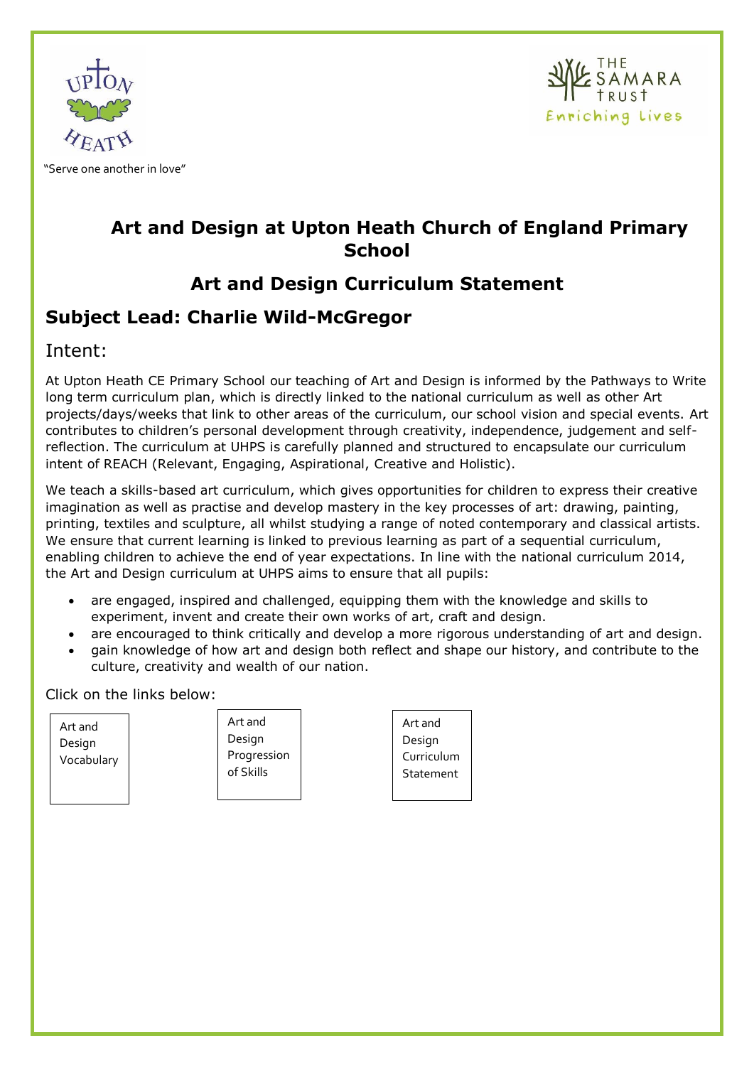"Serve one another in love"

# Art and Design at Upton Heath Church of England Primary School

## Art and Design Curriculum Statement

## Subject Lead: Charlie Wild-McGregor

### Intent:

At Upton Heath CE Primary School our teaching of Art and Design is informed by the Pathways to Write long term curriculum plan, which is directly linked to the national curriculum as well as other Art projects/days/weeks that link to other areas of the curriculum, our school vision and special events. Art contributes to children's personal development through creativity, independence, judgement and self-reflection. The curriculum at UHPS is carefully planned and structured to encapsulate our curriculum intent of REACH (Relevant, Engaging, Aspirational, Creative and Holistic).

We teach a skills-based art curriculum, which gives opportunities for children to express their creative imagination as well as practise and develop mastery in the key processes of art: drawing, painting, printing, textiles and sculpture, all whilst studying a range of noted contemporary and classical artists. We ensure that current learning is linked to previous learning as part of a sequential curriculum, enabling children to achieve the end of year expectations. In line with the national curriculum 2014, the Art and Design curriculum at UHPS aims to ensure that all pupils:

- are engaged, inspired and challenged, equipping them with the knowledge and skills to experiment, invent and create their own works of art, craft and design.
- are encouraged to think critically and develop a more rigorous understanding of art and design.
- gain knowledge of how art and design both reflect and shape our history, and contribute to the culture, creativity and wealth of our nation.

Click on the links below:

| Art and Design Vocabulary | Art and Design Progression of Skills | Art and Design Curriculum Statement |
|---|---|---|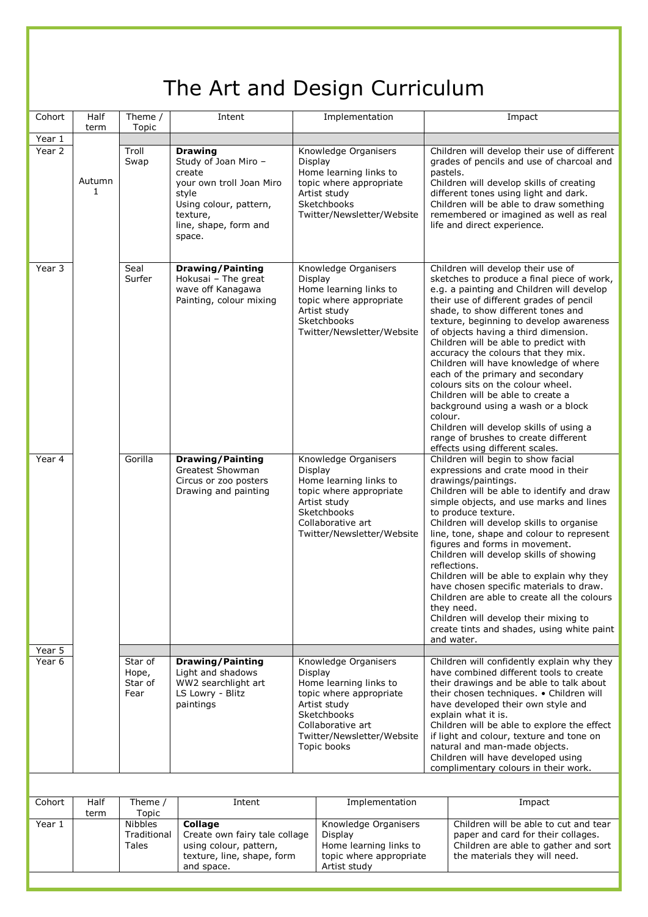# The Art and Design Curriculum

| Cohort | Half term | Theme / Topic | Intent | Implementation | Impact |
|---|---|---|---|---|---|
| Year 1 | | | | | |
| Year 2 | Autumn 1 | Troll Swap | **Drawing**<br>Study of Joan Miro – create your own troll Joan Miro style<br>Using colour, pattern, texture, line, shape, form and space. | Knowledge Organisers<br>Display<br>Home learning links to topic where appropriate<br>Artist study<br>Sketchbooks<br>Twitter/Newsletter/Website | Children will develop their use of different grades of pencils and use of charcoal and pastels.<br>Children will develop skills of creating different tones using light and dark.<br>Children will be able to draw something remembered or imagined as well as real life and direct experience. |
| Year 3 | | Seal Surfer | **Drawing/Painting**<br>Hokusai – The great wave off Kanagawa<br>Painting, colour mixing | Knowledge Organisers<br>Display<br>Home learning links to topic where appropriate<br>Artist study<br>Sketchbooks<br>Twitter/Newsletter/Website | Children will develop their use of sketches to produce a final piece of work, e.g. a painting and Children will develop their use of different grades of pencil shade, to show different tones and texture, beginning to develop awareness of objects having a third dimension.<br>Children will be able to predict with accuracy the colours that they mix.<br>Children will have knowledge of where each of the primary and secondary colours sits on the colour wheel.<br>Children will be able to create a background using a wash or a block colour.<br>Children will develop skills of using a range of brushes to create different effects using different scales. |
| Year 4 | | Gorilla | **Drawing/Painting**<br>Greatest Showman<br>Circus or zoo posters<br>Drawing and painting | Knowledge Organisers<br>Display<br>Home learning links to topic where appropriate<br>Artist study<br>Sketchbooks<br>Collaborative art<br>Twitter/Newsletter/Website | Children will begin to show facial expressions and crate mood in their drawings/paintings.<br>Children will be able to identify and draw simple objects, and use marks and lines to produce texture.<br>Children will develop skills to organise line, tone, shape and colour to represent figures and forms in movement.<br>Children will develop skills of showing reflections.<br>Children will be able to explain why they have chosen specific materials to draw.<br>Children are able to create all the colours they need.<br>Children will develop their mixing to create tints and shades, using white paint and water. |
| Year 5 | | | | | |
| Year 6 | | Star of Hope, Star of Fear | **Drawing/Painting**<br>Light and shadows<br>WW2 searchlight art<br>LS Lowry - Blitz paintings | Knowledge Organisers<br>Display<br>Home learning links to topic where appropriate<br>Artist study<br>Sketchbooks<br>Collaborative art<br>Twitter/Newsletter/Website<br>Topic books | Children will confidently explain why they have combined different tools to create their drawings and be able to talk about their chosen techniques. • Children will have developed their own style and explain what it is.<br>Children will be able to explore the effect if light and colour, texture and tone on natural and man-made objects.<br>Children will have developed using complimentary colours in their work. |

| Cohort | Half term | Theme / Topic | Intent | Implementation | Impact |
|---|---|---|---|---|---|
| Year 1 | | Nibbles Traditional Tales | **Collage**<br>Create own fairy tale collage using colour, pattern, texture, line, shape, form and space. | Knowledge Organisers<br>Display<br>Home learning links to topic where appropriate<br>Artist study | Children will be able to cut and tear paper and card for their collages.<br>Children are able to gather and sort the materials they will need. |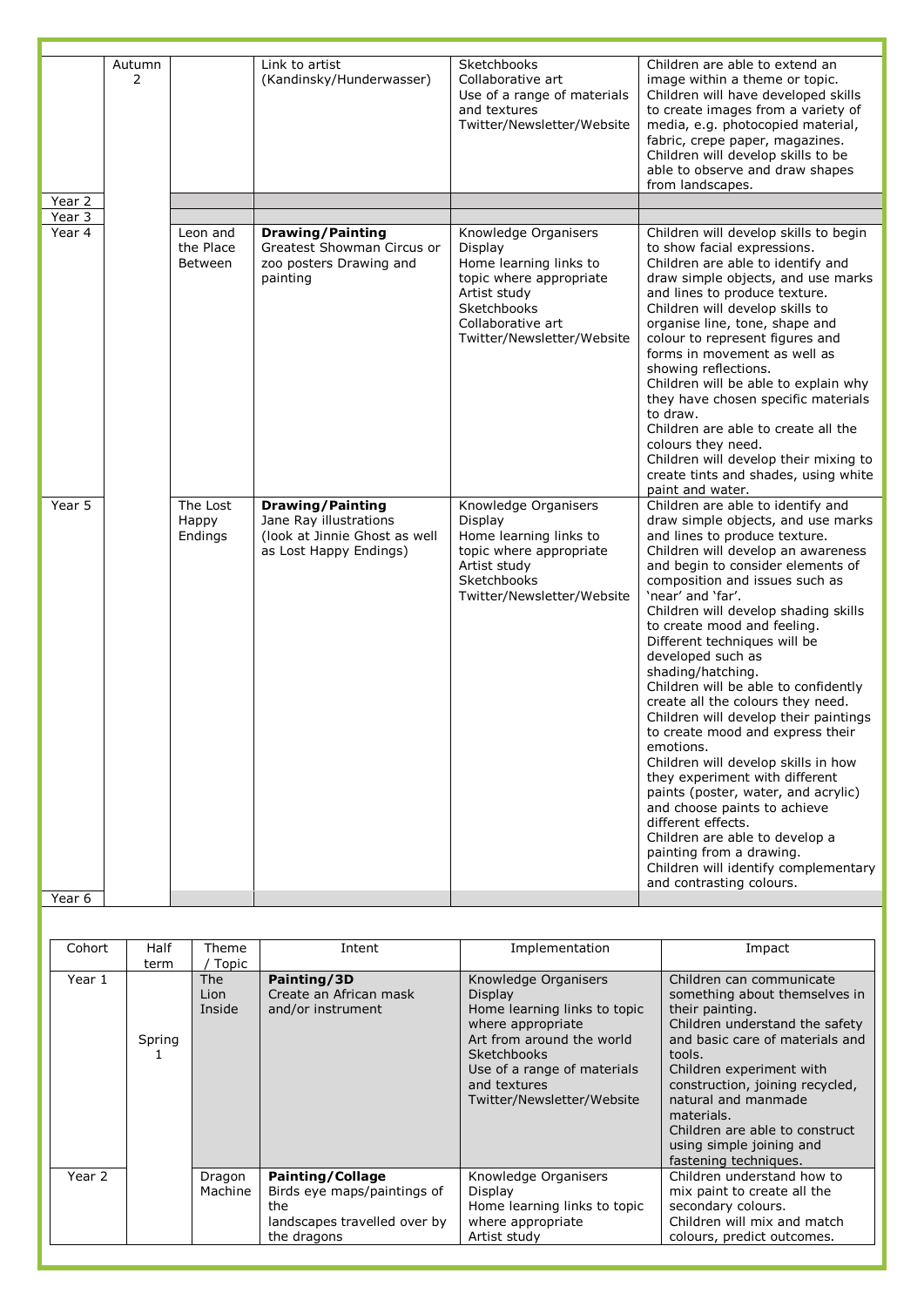| | | | | | |
|---|---|---|---|---|---|
| | Autumn 2 | | Link to artist (Kandinsky/Hunderwasser) | Sketchbooks<br>Collaborative art<br>Use of a range of materials and textures<br>Twitter/Newsletter/Website | Children are able to extend an image within a theme or topic.<br>Children will have developed skills to create images from a variety of media, e.g. photocopied material, fabric, crepe paper, magazines.<br>Children will develop skills to be able to observe and draw shapes from landscapes. |
| Year 2 | | | | | |
| Year 3 | | | | | |
| Year 4 | | Leon and the Place Between | **Drawing/Painting**<br>Greatest Showman Circus or zoo posters Drawing and painting | Knowledge Organisers<br>Display<br>Home learning links to topic where appropriate<br>Artist study<br>Sketchbooks<br>Collaborative art<br>Twitter/Newsletter/Website | Children will develop skills to begin to show facial expressions.<br>Children are able to identify and draw simple objects, and use marks and lines to produce texture.<br>Children will develop skills to organise line, tone, shape and colour to represent figures and forms in movement as well as showing reflections.<br>Children will be able to explain why they have chosen specific materials to draw.<br>Children are able to create all the colours they need.<br>Children will develop their mixing to create tints and shades, using white paint and water. |
| Year 5 | | The Lost Happy Endings | **Drawing/Painting**<br>Jane Ray illustrations<br>(look at Jinnie Ghost as well as Lost Happy Endings) | Knowledge Organisers<br>Display<br>Home learning links to topic where appropriate<br>Artist study<br>Sketchbooks<br>Twitter/Newsletter/Website | Children are able to identify and draw simple objects, and use marks and lines to produce texture.<br>Children will develop an awareness and begin to consider elements of composition and issues such as 'near' and 'far'.<br>Children will develop shading skills to create mood and feeling.<br>Different techniques will be developed such as shading/hatching.<br>Children will be able to confidently create all the colours they need.<br>Children will develop their paintings to create mood and express their emotions.<br>Children will develop skills in how they experiment with different paints (poster, water, and acrylic) and choose paints to achieve different effects.<br>Children are able to develop a painting from a drawing.<br>Children will identify complementary and contrasting colours. |
| Year 6 | | | | | |

| Cohort | Half term | Theme / Topic | Intent | Implementation | Impact |
|---|---|---|---|---|---|
| Year 1 | Spring 1 | The Lion Inside | **Painting/3D**<br>Create an African mask and/or instrument | Knowledge Organisers<br>Display<br>Home learning links to topic where appropriate<br>Art from around the world<br>Sketchbooks<br>Use of a range of materials and textures<br>Twitter/Newsletter/Website | Children can communicate something about themselves in their painting.<br>Children understand the safety and basic care of materials and tools.<br>Children experiment with construction, joining recycled, natural and manmade materials.<br>Children are able to construct using simple joining and fastening techniques. |
| Year 2 | | Dragon Machine | **Painting/Collage**<br>Birds eye maps/paintings of the landscapes travelled over by the dragons | Knowledge Organisers<br>Display<br>Home learning links to topic where appropriate<br>Artist study | Children understand how to mix paint to create all the secondary colours.<br>Children will mix and match colours, predict outcomes. |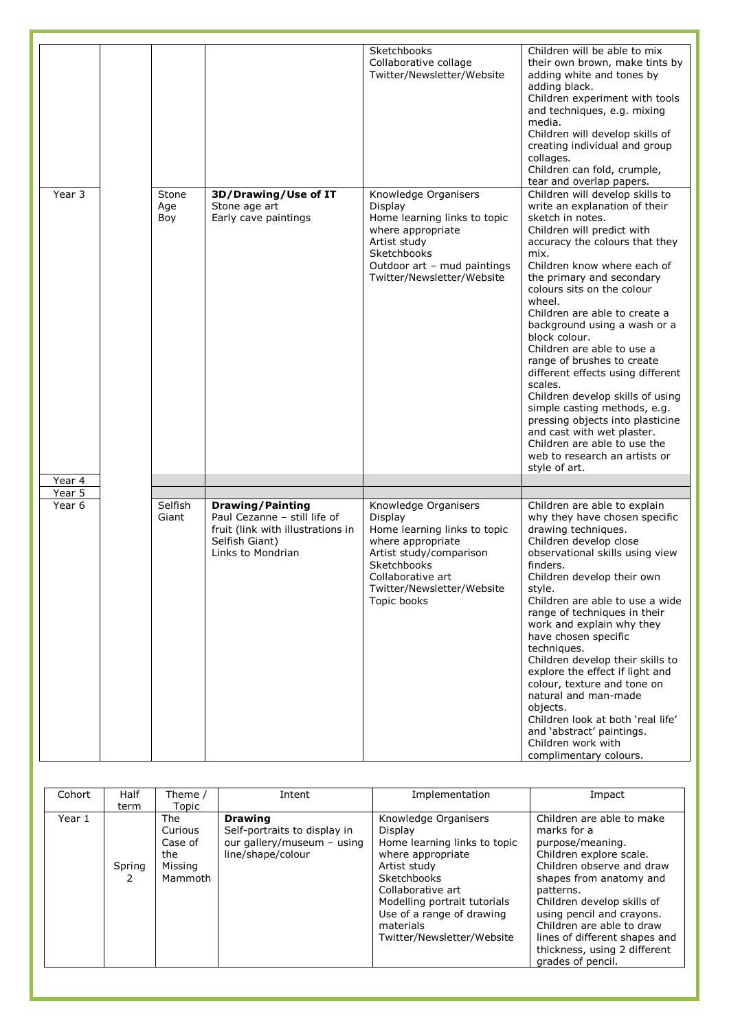|  |  |  |  | Sketchbooks<br>Collaborative collage<br>Twitter/Newsletter/Website | Children will be able to mix their own brown, make tints by adding white and tones by adding black.<br>Children experiment with tools and techniques, e.g. mixing media.<br>Children will develop skills of creating individual and group collages.<br>Children can fold, crumple, tear and overlap papers. |
|---|---|---|---|---|---|
| Year 3 |  | Stone Age Boy | **3D/Drawing/Use of IT**<br>Stone age art<br>Early cave paintings | Knowledge Organisers<br>Display<br>Home learning links to topic where appropriate<br>Artist study<br>Sketchbooks<br>Outdoor art – mud paintings<br>Twitter/Newsletter/Website | Children will develop skills to write an explanation of their sketch in notes.<br>Children will predict with accuracy the colours that they mix.<br>Children know where each of the primary and secondary colours sits on the colour wheel.<br>Children are able to create a background using a wash or a block colour.<br>Children are able to use a range of brushes to create different effects using different scales.<br>Children develop skills of using simple casting methods, e.g. pressing objects into plasticine and cast with wet plaster.<br>Children are able to use the web to research an artists or style of art. |
| Year 4 |  |  |  |  |  |
| Year 5 |  |  |  |  |  |
| Year 6 |  | Selfish Giant | **Drawing/Painting**<br>Paul Cezanne – still life of fruit (link with illustrations in Selfish Giant)<br>Links to Mondrian | Knowledge Organisers<br>Display<br>Home learning links to topic where appropriate<br>Artist study/comparison<br>Sketchbooks<br>Collaborative art<br>Twitter/Newsletter/Website<br>Topic books | Children are able to explain why they have chosen specific drawing techniques.<br>Children develop close observational skills using view finders.<br>Children develop their own style.<br>Children are able to use a wide range of techniques in their work and explain why they have chosen specific techniques.<br>Children develop their skills to explore the effect if light and colour, texture and tone on natural and man-made objects.<br>Children look at both 'real life' and 'abstract' paintings.<br>Children work with complimentary colours. |

| Cohort | Half term | Theme / Topic | Intent | Implementation | Impact |
|---|---|---|---|---|---|
| Year 1 | Spring 2 | The Curious Case of the Missing Mammoth | **Drawing**<br>Self-portraits to display in our gallery/museum – using line/shape/colour | Knowledge Organisers<br>Display<br>Home learning links to topic where appropriate<br>Artist study<br>Sketchbooks<br>Collaborative art<br>Modelling portrait tutorials<br>Use of a range of drawing materials<br>Twitter/Newsletter/Website | Children are able to make marks for a purpose/meaning.<br>Children explore scale.<br>Children observe and draw shapes from anatomy and patterns.<br>Children develop skills of using pencil and crayons.<br>Children are able to draw lines of different shapes and thickness, using 2 different grades of pencil. |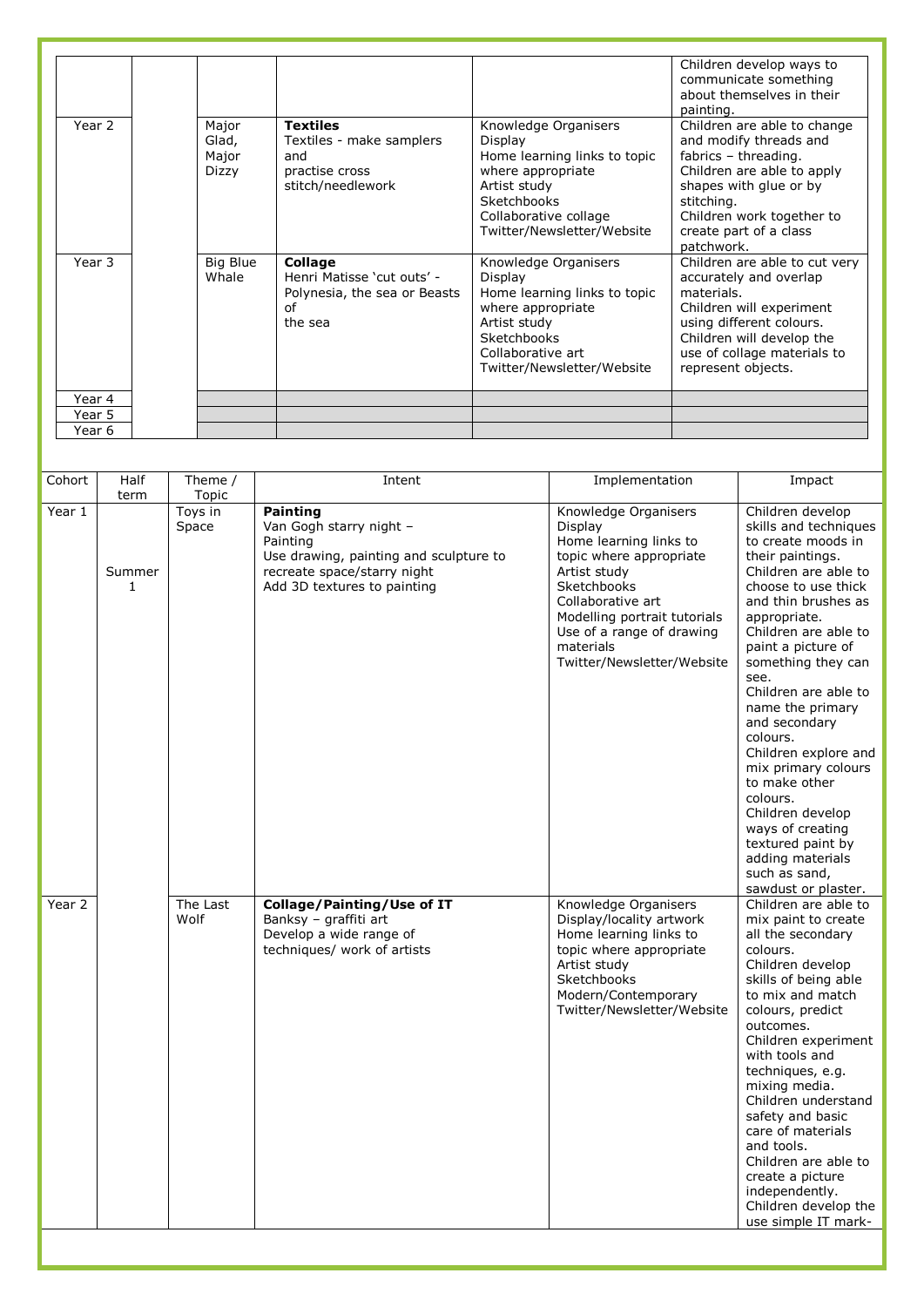| | | | | | |
|---|---|---|---|---|---|
| | | | | | Children develop ways to communicate something about themselves in their painting. |
| Year 2 | | Major Glad, Major Dizzy | **Textiles**<br>Textiles - make samplers and<br>practise cross stitch/needlework | Knowledge Organisers<br>Display<br>Home learning links to topic where appropriate<br>Artist study<br>Sketchbooks<br>Collaborative collage<br>Twitter/Newsletter/Website | Children are able to change and modify threads and fabrics – threading.<br>Children are able to apply shapes with glue or by stitching.<br>Children work together to create part of a class patchwork. |
| Year 3 | | Big Blue Whale | **Collage**<br>Henri Matisse 'cut outs' - Polynesia, the sea or Beasts of<br>the sea | Knowledge Organisers<br>Display<br>Home learning links to topic where appropriate<br>Artist study<br>Sketchbooks<br>Collaborative art<br>Twitter/Newsletter/Website | Children are able to cut very accurately and overlap materials.<br>Children will experiment using different colours.<br>Children will develop the use of collage materials to represent objects. |
| Year 4 | | | | | |
| Year 5 | | | | | |
| Year 6 | | | | | |

| Cohort | Half term | Theme / Topic | Intent | Implementation | Impact |
|---|---|---|---|---|---|
| Year 1 | Summer 1 | Toys in Space | **Painting**<br>Van Gogh starry night –<br>Painting<br>Use drawing, painting and sculpture to recreate space/starry night<br>Add 3D textures to painting | Knowledge Organisers<br>Display<br>Home learning links to topic where appropriate<br>Artist study<br>Sketchbooks<br>Collaborative art<br>Modelling portrait tutorials<br>Use of a range of drawing materials<br>Twitter/Newsletter/Website | Children develop skills and techniques to create moods in their paintings.<br>Children are able to choose to use thick and thin brushes as appropriate.<br>Children are able to paint a picture of something they can see.<br>Children are able to name the primary and secondary colours.<br>Children explore and mix primary colours to make other colours.<br>Children develop ways of creating textured paint by adding materials such as sand, sawdust or plaster. |
| Year 2 | | The Last Wolf | **Collage/Painting/Use of IT**<br>Banksy – graffiti art<br>Develop a wide range of techniques/ work of artists | Knowledge Organisers<br>Display/locality artwork<br>Home learning links to topic where appropriate<br>Artist study<br>Sketchbooks<br>Modern/Contemporary<br>Twitter/Newsletter/Website | Children are able to mix paint to create all the secondary colours.<br>Children develop skills of being able to mix and match colours, predict outcomes.<br>Children experiment with tools and techniques, e.g. mixing media.<br>Children understand safety and basic care of materials and tools.<br>Children are able to create a picture independently.<br>Children develop the use simple IT mark- |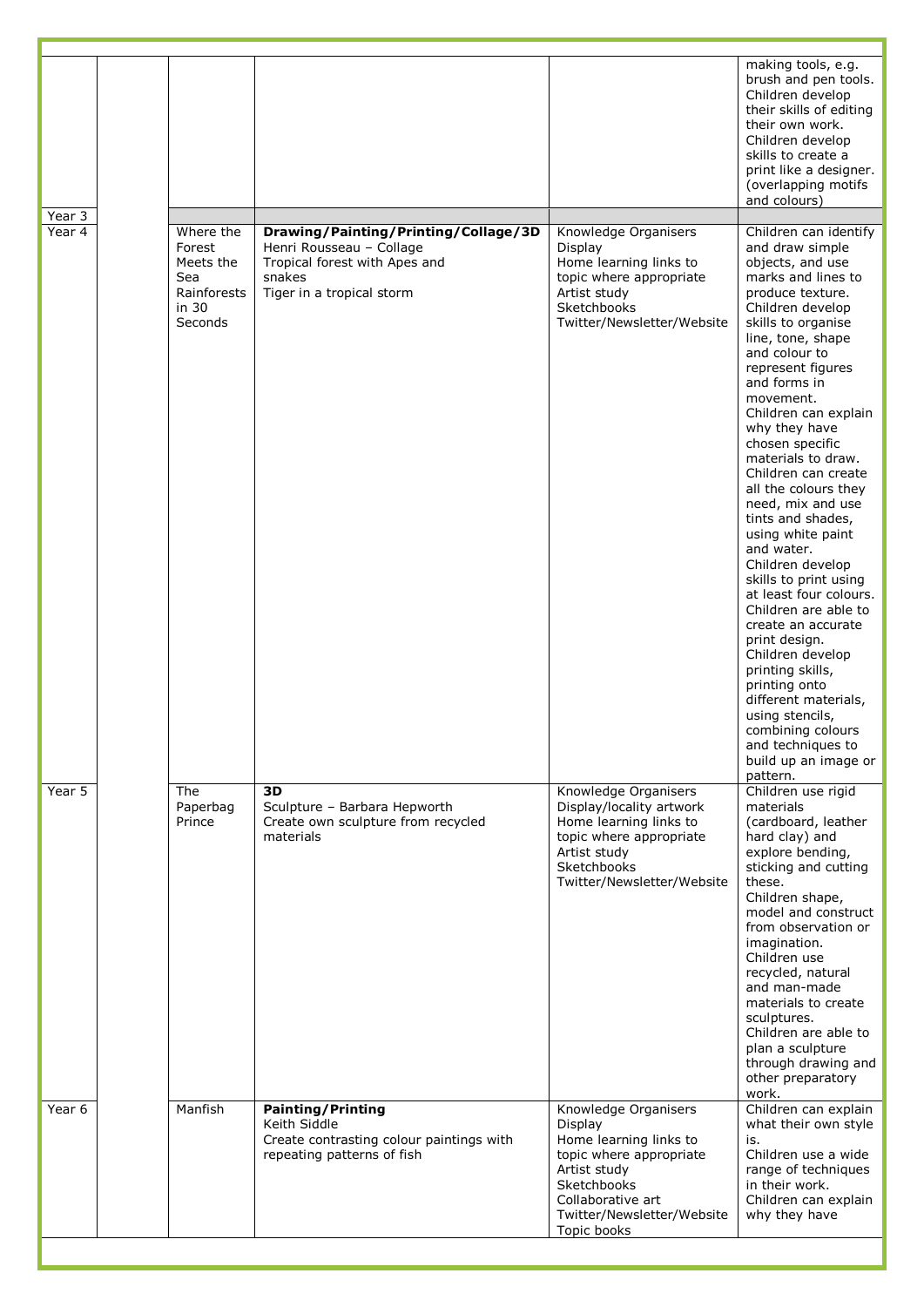| | | | | | |
|---|---|---|---|---|---|
| | | | | | making tools, e.g. brush and pen tools. Children develop their skills of editing their own work. Children develop skills to create a print like a designer. (overlapping motifs and colours) |
| Year 3 | | | | | |
| Year 4 | | Where the Forest Meets the Sea<br>Rainforests in 30 Seconds | **Drawing/Painting/Printing/Collage/3D**<br>Henri Rousseau – Collage<br>Tropical forest with Apes and snakes<br>Tiger in a tropical storm | Knowledge Organisers<br>Display<br>Home learning links to topic where appropriate<br>Artist study<br>Sketchbooks<br>Twitter/Newsletter/Website | Children can identify and draw simple objects, and use marks and lines to produce texture. Children develop skills to organise line, tone, shape and colour to represent figures and forms in movement. Children can explain why they have chosen specific materials to draw. Children can create all the colours they need, mix and use tints and shades, using white paint and water. Children develop skills to print using at least four colours. Children are able to create an accurate print design. Children develop printing skills, printing onto different materials, using stencils, combining colours and techniques to build up an image or pattern. |
| Year 5 | | The Paperbag Prince | **3D**<br>Sculpture – Barbara Hepworth<br>Create own sculpture from recycled materials | Knowledge Organisers<br>Display/locality artwork<br>Home learning links to topic where appropriate<br>Artist study<br>Sketchbooks<br>Twitter/Newsletter/Website | Children use rigid materials (cardboard, leather hard clay) and explore bending, sticking and cutting these. Children shape, model and construct from observation or imagination. Children use recycled, natural and man-made materials to create sculptures. Children are able to plan a sculpture through drawing and other preparatory work. |
| Year 6 | | Manfish | **Painting/Printing**<br>Keith Siddle<br>Create contrasting colour paintings with repeating patterns of fish | Knowledge Organisers<br>Display<br>Home learning links to topic where appropriate<br>Artist study<br>Sketchbooks<br>Collaborative art<br>Twitter/Newsletter/Website<br>Topic books | Children can explain what their own style is. Children use a wide range of techniques in their work. Children can explain why they have |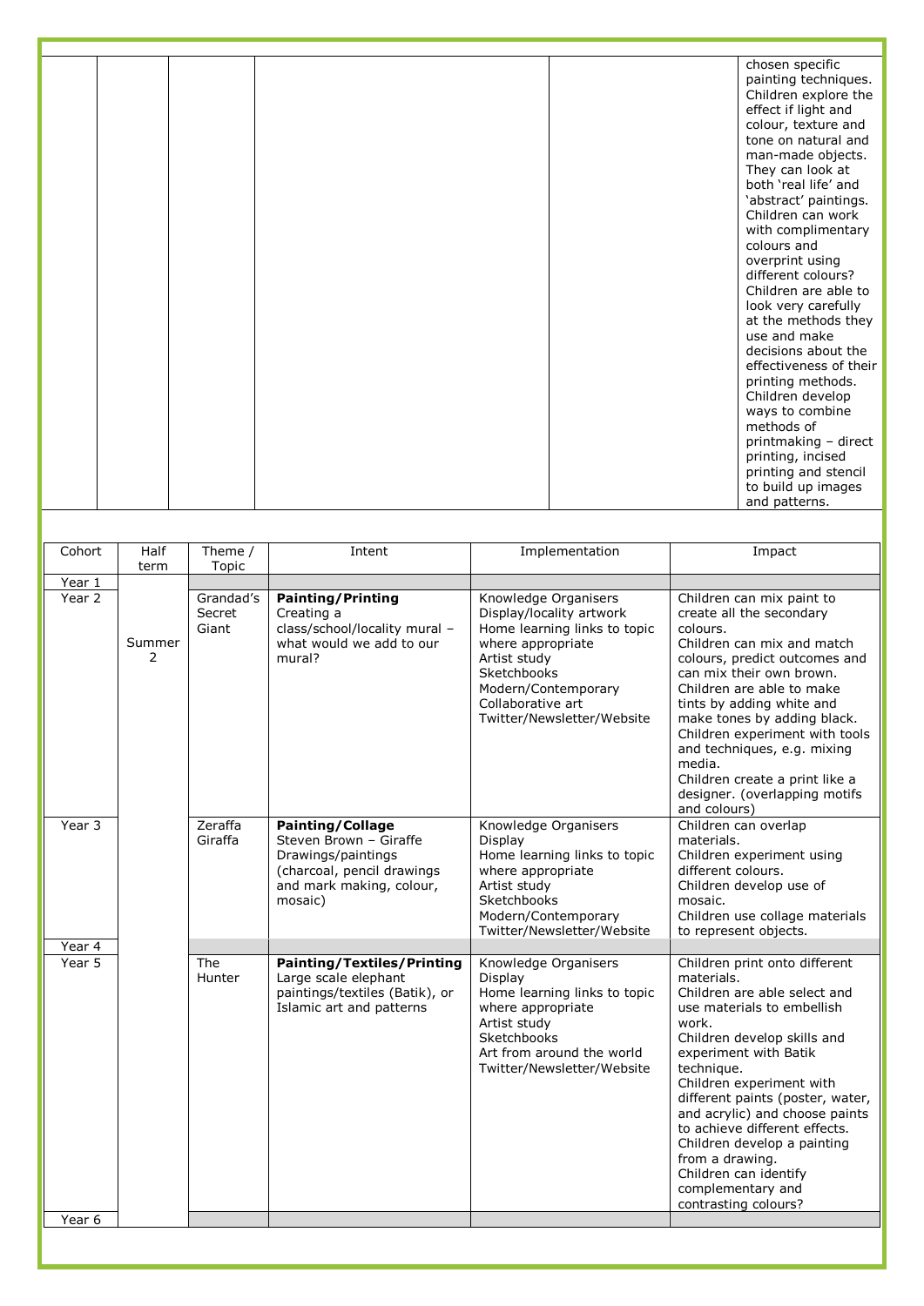| | | | | | chosen specific painting techniques. Children explore the effect if light and colour, texture and tone on natural and man-made objects. They can look at both 'real life' and 'abstract' paintings. Children can work with complimentary colours and overprint using different colours? Children are able to look very carefully at the methods they use and make decisions about the effectiveness of their printing methods. Children develop ways to combine methods of printmaking – direct printing, incised printing and stencil to build up images and patterns. |
|---|---|---|---|---|---|

| Cohort | Half term | Theme / Topic | Intent | Implementation | Impact |
|---|---|---|---|---|---|
| Year 1 | | | | | |
| Year 2 | Summer 2 | Grandad's Secret Giant | **Painting/Printing**<br>Creating a class/school/locality mural – what would we add to our mural? | Knowledge Organisers<br>Display/locality artwork<br>Home learning links to topic where appropriate<br>Artist study<br>Sketchbooks<br>Modern/Contemporary<br>Collaborative art<br>Twitter/Newsletter/Website | Children can mix paint to create all the secondary colours.<br>Children can mix and match colours, predict outcomes and can mix their own brown.<br>Children are able to make tints by adding white and make tones by adding black.<br>Children experiment with tools and techniques, e.g. mixing media.<br>Children create a print like a designer. (overlapping motifs and colours) |
| Year 3 | | Zeraffa Giraffa | **Painting/Collage**<br>Steven Brown – Giraffe Drawings/paintings (charcoal, pencil drawings and mark making, colour, mosaic) | Knowledge Organisers<br>Display<br>Home learning links to topic where appropriate<br>Artist study<br>Sketchbooks<br>Modern/Contemporary<br>Twitter/Newsletter/Website | Children can overlap materials.<br>Children experiment using different colours.<br>Children develop use of mosaic.<br>Children use collage materials to represent objects. |
| Year 4 | | | | | |
| Year 5 | | The Hunter | **Painting/Textiles/Printing**<br>Large scale elephant paintings/textiles (Batik), or Islamic art and patterns | Knowledge Organisers<br>Display<br>Home learning links to topic where appropriate<br>Artist study<br>Sketchbooks<br>Art from around the world<br>Twitter/Newsletter/Website | Children print onto different materials.<br>Children are able select and use materials to embellish work.<br>Children develop skills and experiment with Batik technique.<br>Children experiment with different paints (poster, water, and acrylic) and choose paints to achieve different effects.<br>Children develop a painting from a drawing.<br>Children can identify complementary and contrasting colours? |
| Year 6 | | | | | |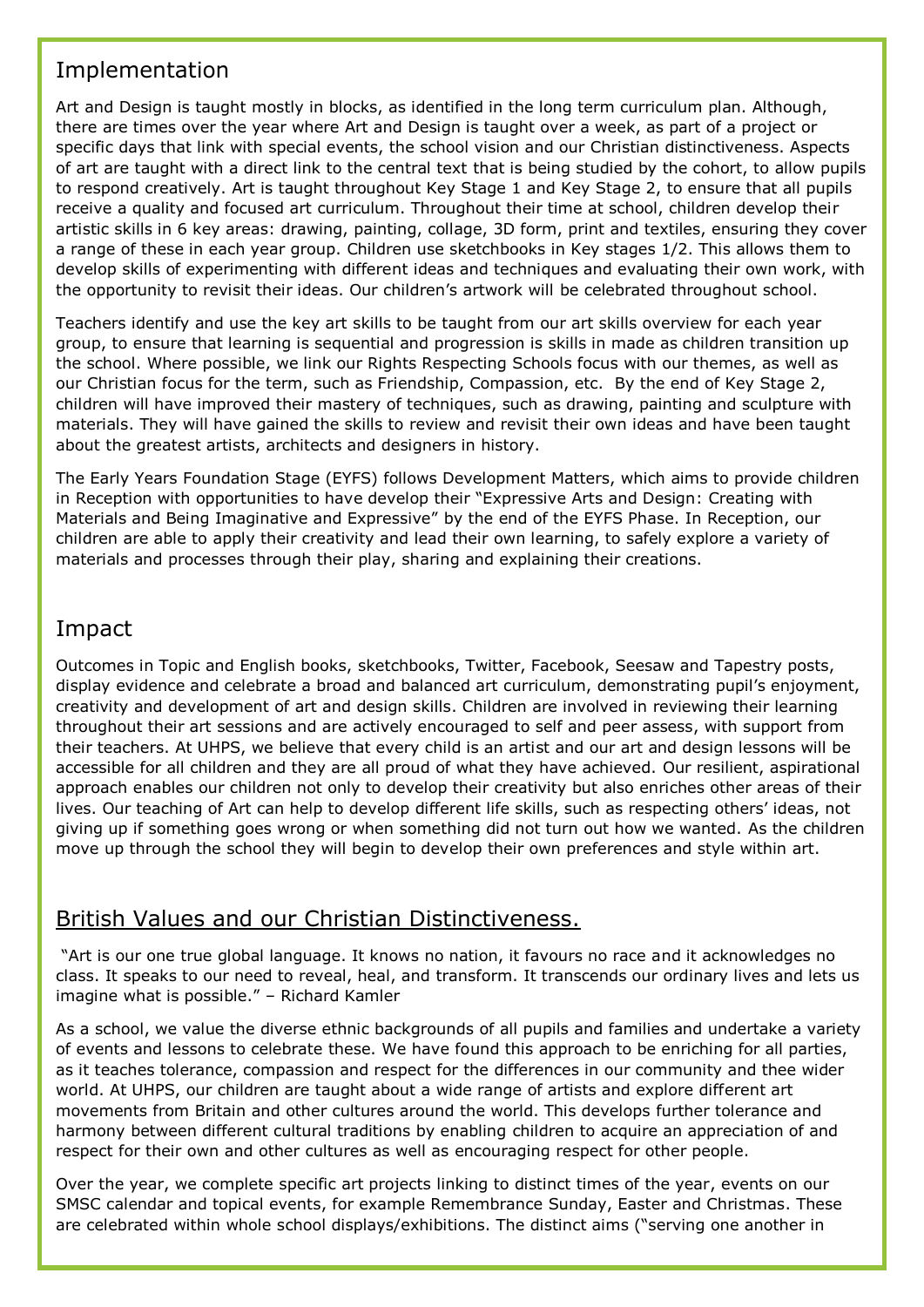## Implementation

Art and Design is taught mostly in blocks, as identified in the long term curriculum plan. Although, there are times over the year where Art and Design is taught over a week, as part of a project or specific days that link with special events, the school vision and our Christian distinctiveness. Aspects of art are taught with a direct link to the central text that is being studied by the cohort, to allow pupils to respond creatively. Art is taught throughout Key Stage 1 and Key Stage 2, to ensure that all pupils receive a quality and focused art curriculum. Throughout their time at school, children develop their artistic skills in 6 key areas: drawing, painting, collage, 3D form, print and textiles, ensuring they cover a range of these in each year group. Children use sketchbooks in Key stages 1/2. This allows them to develop skills of experimenting with different ideas and techniques and evaluating their own work, with the opportunity to revisit their ideas. Our children's artwork will be celebrated throughout school.

Teachers identify and use the key art skills to be taught from our art skills overview for each year group, to ensure that learning is sequential and progression is skills in made as children transition up the school. Where possible, we link our Rights Respecting Schools focus with our themes, as well as our Christian focus for the term, such as Friendship, Compassion, etc. By the end of Key Stage 2, children will have improved their mastery of techniques, such as drawing, painting and sculpture with materials. They will have gained the skills to review and revisit their own ideas and have been taught about the greatest artists, architects and designers in history.

The Early Years Foundation Stage (EYFS) follows Development Matters, which aims to provide children in Reception with opportunities to have develop their "Expressive Arts and Design: Creating with Materials and Being Imaginative and Expressive" by the end of the EYFS Phase. In Reception, our children are able to apply their creativity and lead their own learning, to safely explore a variety of materials and processes through their play, sharing and explaining their creations.

## Impact

Outcomes in Topic and English books, sketchbooks, Twitter, Facebook, Seesaw and Tapestry posts, display evidence and celebrate a broad and balanced art curriculum, demonstrating pupil's enjoyment, creativity and development of art and design skills. Children are involved in reviewing their learning throughout their art sessions and are actively encouraged to self and peer assess, with support from their teachers. At UHPS, we believe that every child is an artist and our art and design lessons will be accessible for all children and they are all proud of what they have achieved. Our resilient, aspirational approach enables our children not only to develop their creativity but also enriches other areas of their lives. Our teaching of Art can help to develop different life skills, such as respecting others' ideas, not giving up if something goes wrong or when something did not turn out how we wanted. As the children move up through the school they will begin to develop their own preferences and style within art.

## British Values and our Christian Distinctiveness.

"Art is our one true global language. It knows no nation, it favours no race and it acknowledges no class. It speaks to our need to reveal, heal, and transform. It transcends our ordinary lives and lets us imagine what is possible." – Richard Kamler

As a school, we value the diverse ethnic backgrounds of all pupils and families and undertake a variety of events and lessons to celebrate these. We have found this approach to be enriching for all parties, as it teaches tolerance, compassion and respect for the differences in our community and thee wider world. At UHPS, our children are taught about a wide range of artists and explore different art movements from Britain and other cultures around the world. This develops further tolerance and harmony between different cultural traditions by enabling children to acquire an appreciation of and respect for their own and other cultures as well as encouraging respect for other people.

Over the year, we complete specific art projects linking to distinct times of the year, events on our SMSC calendar and topical events, for example Remembrance Sunday, Easter and Christmas. These are celebrated within whole school displays/exhibitions. The distinct aims ("serving one another in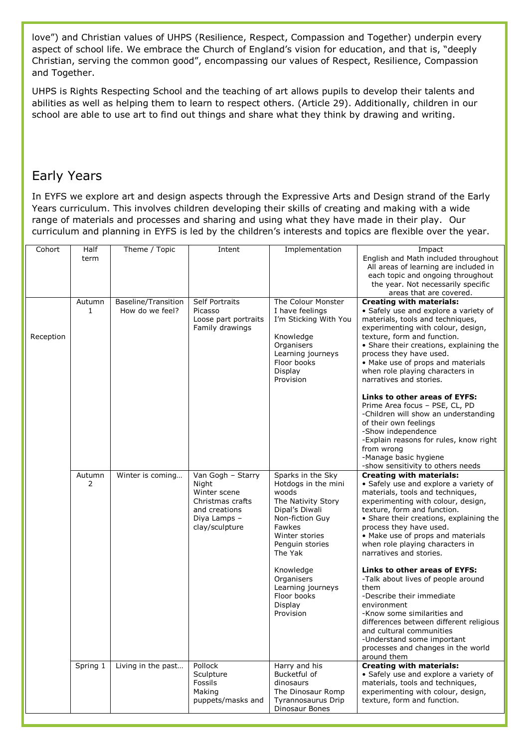love") and Christian values of UHPS (Resilience, Respect, Compassion and Together) underpin every aspect of school life. We embrace the Church of England's vision for education, and that is, "deeply Christian, serving the common good", encompassing our values of Respect, Resilience, Compassion and Together.

UHPS is Rights Respecting School and the teaching of art allows pupils to develop their talents and abilities as well as helping them to learn to respect others. (Article 29). Additionally, children in our school are able to use art to find out things and share what they think by drawing and writing.

## Early Years

In EYFS we explore art and design aspects through the Expressive Arts and Design strand of the Early Years curriculum. This involves children developing their skills of creating and making with a wide range of materials and processes and sharing and using what they have made in their play. Our curriculum and planning in EYFS is led by the children's interests and topics are flexible over the year.

| Cohort | Half term | Theme / Topic | Intent | Implementation | Impact<br>English and Math included throughout<br>All areas of learning are included in each topic and ongoing throughout the year. Not necessarily specific areas that are covered. |
|---|---|---|---|---|---|
| Reception | Autumn 1 | Baseline/Transition<br>How do we feel? | Self Portraits<br>Picasso<br>Loose part portraits<br>Family drawings | The Colour Monster<br>I have feelings<br>I'm Sticking With You<br><br>Knowledge Organisers<br>Learning journeys<br>Floor books<br>Display<br>Provision | **Creating with materials:**<br>• Safely use and explore a variety of materials, tools and techniques, experimenting with colour, design, texture, form and function.<br>• Share their creations, explaining the process they have used.<br>• Make use of props and materials when role playing characters in narratives and stories.<br><br>**Links to other areas of EYFS:**<br>Prime Area focus – PSE, CL, PD<br>-Children will show an understanding of their own feelings<br>-Show independence<br>-Explain reasons for rules, know right from wrong<br>-Manage basic hygiene<br>-show sensitivity to others needs |
| | Autumn 2 | Winter is coming… | Van Gogh – Starry Night<br>Winter scene<br>Christmas crafts and creations<br>Diya Lamps – clay/sculpture | Sparks in the Sky<br>Hotdogs in the mini woods<br>The Nativity Story<br>Dipal's Diwali<br>Non-fiction Guy Fawkes<br>Winter stories<br>Penguin stories<br>The Yak<br><br>Knowledge Organisers<br>Learning journeys<br>Floor books<br>Display<br>Provision | **Creating with materials:**<br>• Safely use and explore a variety of materials, tools and techniques, experimenting with colour, design, texture, form and function.<br>• Share their creations, explaining the process they have used.<br>• Make use of props and materials when role playing characters in narratives and stories.<br><br>**Links to other areas of EYFS:**<br>-Talk about lives of people around them<br>-Describe their immediate environment<br>-Know some similarities and differences between different religious and cultural communities<br>-Understand some important processes and changes in the world around them |
| | Spring 1 | Living in the past… | Pollock<br>Sculpture<br>Fossils<br>Making puppets/masks and | Harry and his Bucketful of dinosaurs<br>The Dinosaur Romp<br>Tyrannosaurus Drip<br>Dinosaur Bones | **Creating with materials:**<br>• Safely use and explore a variety of materials, tools and techniques, experimenting with colour, design, texture, form and function. |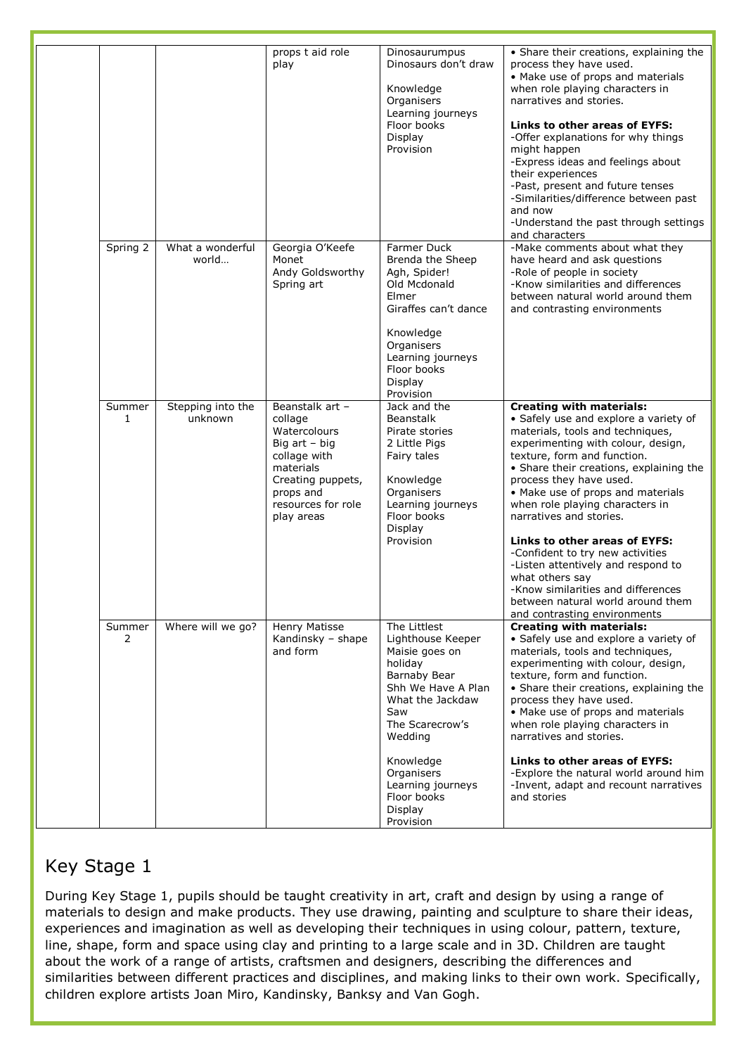| | | | | | |
|---|---|---|---|---|---|
| | | | props t aid role play | Dinosaurumpus<br>Dinosaurs don't draw<br><br>Knowledge Organisers<br>Learning journeys<br>Floor books<br>Display<br>Provision | • Share their creations, explaining the process they have used.<br>• Make use of props and materials when role playing characters in narratives and stories.<br><br>**Links to other areas of EYFS:**<br>-Offer explanations for why things might happen<br>-Express ideas and feelings about their experiences<br>-Past, present and future tenses<br>-Similarities/difference between past and now<br>-Understand the past through settings and characters |
| | Spring 2 | What a wonderful world… | Georgia O'Keefe<br>Monet<br>Andy Goldsworthy<br>Spring art | Farmer Duck<br>Brenda the Sheep<br>Agh, Spider!<br>Old Mcdonald<br>Elmer<br>Giraffes can't dance<br><br>Knowledge Organisers<br>Learning journeys<br>Floor books<br>Display<br>Provision | -Make comments about what they have heard and ask questions<br>-Role of people in society<br>-Know similarities and differences between natural world around them and contrasting environments |
| | Summer 1 | Stepping into the unknown | Beanstalk art – collage<br>Watercolours<br>Big art – big collage with materials<br>Creating puppets, props and resources for role play areas | Jack and the Beanstalk<br>Pirate stories<br>2 Little Pigs<br>Fairy tales<br><br>Knowledge Organisers<br>Learning journeys<br>Floor books<br>Display<br>Provision | **Creating with materials:**<br>• Safely use and explore a variety of materials, tools and techniques, experimenting with colour, design, texture, form and function.<br>• Share their creations, explaining the process they have used.<br>• Make use of props and materials when role playing characters in narratives and stories.<br><br>**Links to other areas of EYFS:**<br>-Confident to try new activities<br>-Listen attentively and respond to what others say<br>-Know similarities and differences between natural world around them and contrasting environments |
| | Summer 2 | Where will we go? | Henry Matisse<br>Kandinsky – shape and form | The Littlest Lighthouse Keeper<br>Maisie goes on holiday<br>Barnaby Bear<br>Shh We Have A Plan<br>What the Jackdaw Saw<br>The Scarecrow's Wedding<br><br>Knowledge Organisers<br>Learning journeys<br>Floor books<br>Display<br>Provision | **Creating with materials:**<br>• Safely use and explore a variety of materials, tools and techniques, experimenting with colour, design, texture, form and function.<br>• Share their creations, explaining the process they have used.<br>• Make use of props and materials when role playing characters in narratives and stories.<br><br>**Links to other areas of EYFS:**<br>-Explore the natural world around him<br>-Invent, adapt and recount narratives and stories |

## Key Stage 1

During Key Stage 1, pupils should be taught creativity in art, craft and design by using a range of materials to design and make products. They use drawing, painting and sculpture to share their ideas, experiences and imagination as well as developing their techniques in using colour, pattern, texture, line, shape, form and space using clay and printing to a large scale and in 3D. Children are taught about the work of a range of artists, craftsmen and designers, describing the differences and similarities between different practices and disciplines, and making links to their own work. Specifically, children explore artists Joan Miro, Kandinsky, Banksy and Van Gogh.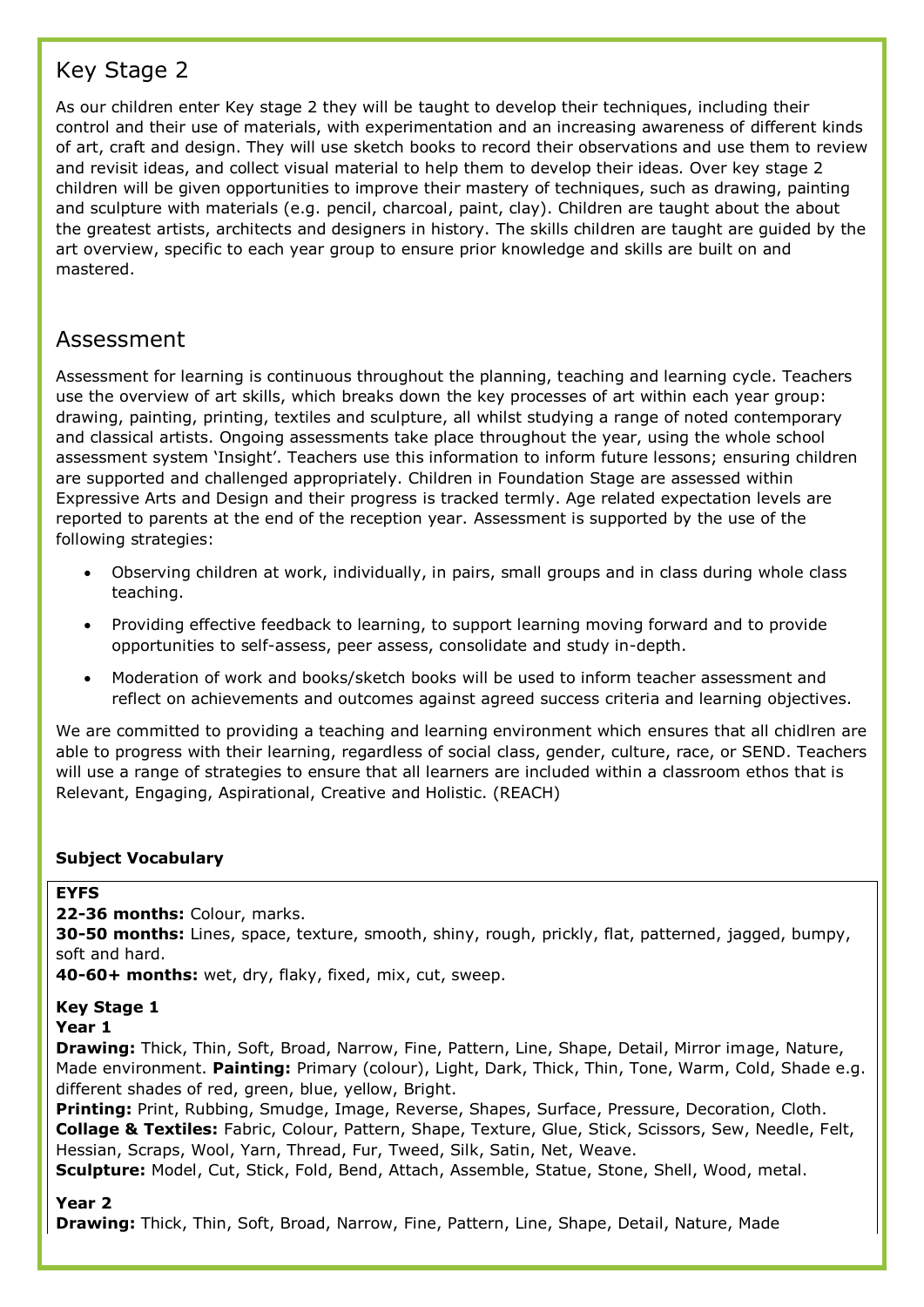## Key Stage 2

As our children enter Key stage 2 they will be taught to develop their techniques, including their control and their use of materials, with experimentation and an increasing awareness of different kinds of art, craft and design. They will use sketch books to record their observations and use them to review and revisit ideas, and collect visual material to help them to develop their ideas. Over key stage 2 children will be given opportunities to improve their mastery of techniques, such as drawing, painting and sculpture with materials (e.g. pencil, charcoal, paint, clay). Children are taught about the about the greatest artists, architects and designers in history. The skills children are taught are guided by the art overview, specific to each year group to ensure prior knowledge and skills are built on and mastered.

## Assessment

Assessment for learning is continuous throughout the planning, teaching and learning cycle. Teachers use the overview of art skills, which breaks down the key processes of art within each year group: drawing, painting, printing, textiles and sculpture, all whilst studying a range of noted contemporary and classical artists. Ongoing assessments take place throughout the year, using the whole school assessment system 'Insight'. Teachers use this information to inform future lessons; ensuring children are supported and challenged appropriately. Children in Foundation Stage are assessed within Expressive Arts and Design and their progress is tracked termly. Age related expectation levels are reported to parents at the end of the reception year. Assessment is supported by the use of the following strategies:

- Observing children at work, individually, in pairs, small groups and in class during whole class teaching.
- Providing effective feedback to learning, to support learning moving forward and to provide opportunities to self-assess, peer assess, consolidate and study in-depth.
- Moderation of work and books/sketch books will be used to inform teacher assessment and reflect on achievements and outcomes against agreed success criteria and learning objectives.

We are committed to providing a teaching and learning environment which ensures that all chidlren are able to progress with their learning, regardless of social class, gender, culture, race, or SEND. Teachers will use a range of strategies to ensure that all learners are included within a classroom ethos that is Relevant, Engaging, Aspirational, Creative and Holistic. (REACH)

**Subject Vocabulary**

**EYFS**

**22-36 months:** Colour, marks.

**30-50 months:** Lines, space, texture, smooth, shiny, rough, prickly, flat, patterned, jagged, bumpy, soft and hard.

**40-60+ months:** wet, dry, flaky, fixed, mix, cut, sweep.

**Key Stage 1**

**Year 1**

**Drawing:** Thick, Thin, Soft, Broad, Narrow, Fine, Pattern, Line, Shape, Detail, Mirror image, Nature, Made environment. **Painting:** Primary (colour), Light, Dark, Thick, Thin, Tone, Warm, Cold, Shade e.g. different shades of red, green, blue, yellow, Bright.

**Printing:** Print, Rubbing, Smudge, Image, Reverse, Shapes, Surface, Pressure, Decoration, Cloth.

**Collage & Textiles:** Fabric, Colour, Pattern, Shape, Texture, Glue, Stick, Scissors, Sew, Needle, Felt, Hessian, Scraps, Wool, Yarn, Thread, Fur, Tweed, Silk, Satin, Net, Weave.

**Sculpture:** Model, Cut, Stick, Fold, Bend, Attach, Assemble, Statue, Stone, Shell, Wood, metal.

**Year 2**

**Drawing:** Thick, Thin, Soft, Broad, Narrow, Fine, Pattern, Line, Shape, Detail, Nature, Made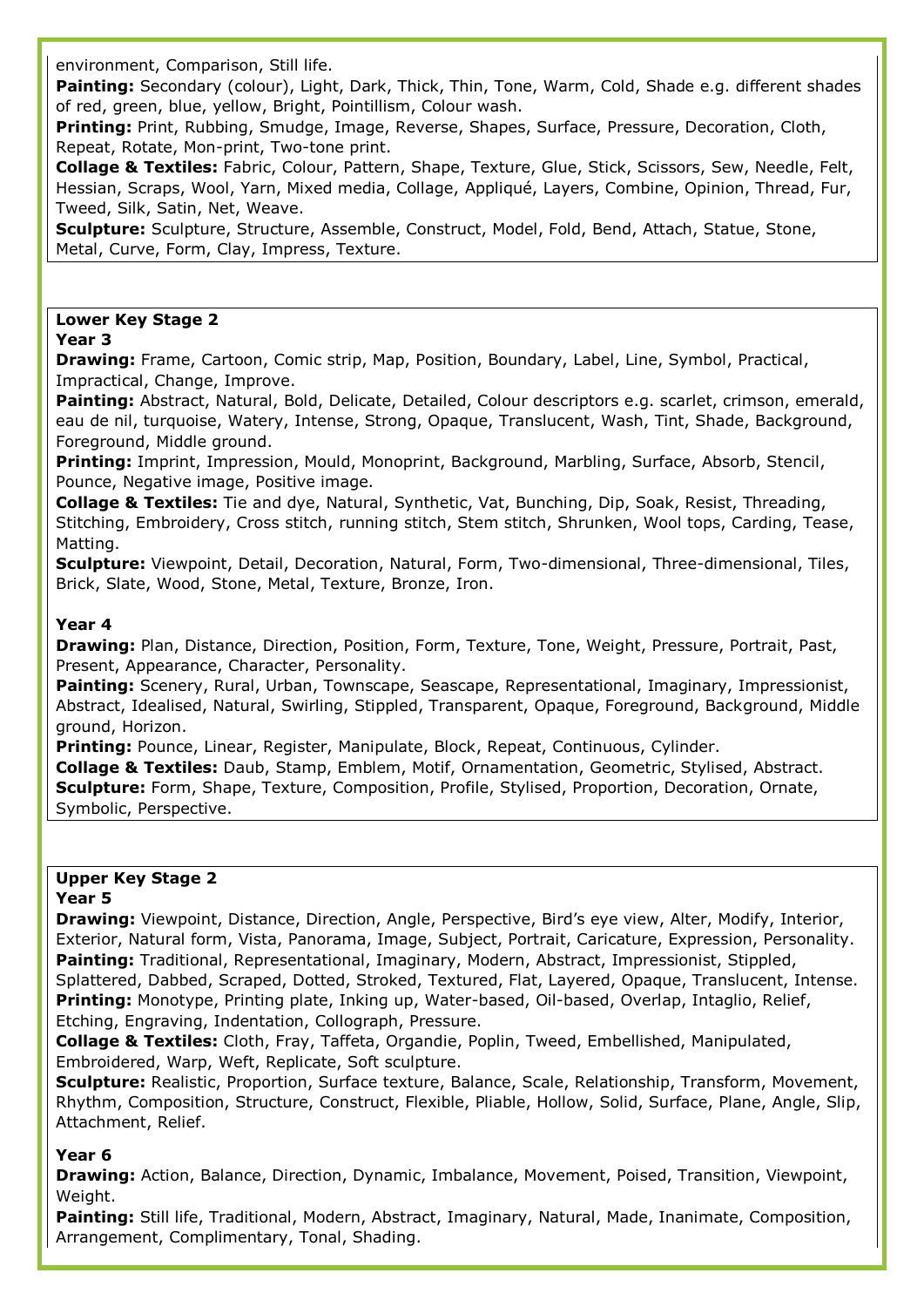environment, Comparison, Still life.

**Painting:** Secondary (colour), Light, Dark, Thick, Thin, Tone, Warm, Cold, Shade e.g. different shades of red, green, blue, yellow, Bright, Pointillism, Colour wash.

**Printing:** Print, Rubbing, Smudge, Image, Reverse, Shapes, Surface, Pressure, Decoration, Cloth, Repeat, Rotate, Mon-print, Two-tone print.

**Collage & Textiles:** Fabric, Colour, Pattern, Shape, Texture, Glue, Stick, Scissors, Sew, Needle, Felt, Hessian, Scraps, Wool, Yarn, Mixed media, Collage, Appliqué, Layers, Combine, Opinion, Thread, Fur, Tweed, Silk, Satin, Net, Weave.

**Sculpture:** Sculpture, Structure, Assemble, Construct, Model, Fold, Bend, Attach, Statue, Stone, Metal, Curve, Form, Clay, Impress, Texture.

## Lower Key Stage 2

### Year 3

**Drawing:** Frame, Cartoon, Comic strip, Map, Position, Boundary, Label, Line, Symbol, Practical, Impractical, Change, Improve.

**Painting:** Abstract, Natural, Bold, Delicate, Detailed, Colour descriptors e.g. scarlet, crimson, emerald, eau de nil, turquoise, Watery, Intense, Strong, Opaque, Translucent, Wash, Tint, Shade, Background, Foreground, Middle ground.

**Printing:** Imprint, Impression, Mould, Monoprint, Background, Marbling, Surface, Absorb, Stencil, Pounce, Negative image, Positive image.

**Collage & Textiles:** Tie and dye, Natural, Synthetic, Vat, Bunching, Dip, Soak, Resist, Threading, Stitching, Embroidery, Cross stitch, running stitch, Stem stitch, Shrunken, Wool tops, Carding, Tease, Matting.

**Sculpture:** Viewpoint, Detail, Decoration, Natural, Form, Two-dimensional, Three-dimensional, Tiles, Brick, Slate, Wood, Stone, Metal, Texture, Bronze, Iron.

### Year 4

**Drawing:** Plan, Distance, Direction, Position, Form, Texture, Tone, Weight, Pressure, Portrait, Past, Present, Appearance, Character, Personality.

**Painting:** Scenery, Rural, Urban, Townscape, Seascape, Representational, Imaginary, Impressionist, Abstract, Idealised, Natural, Swirling, Stippled, Transparent, Opaque, Foreground, Background, Middle ground, Horizon.

**Printing:** Pounce, Linear, Register, Manipulate, Block, Repeat, Continuous, Cylinder.

**Collage & Textiles:** Daub, Stamp, Emblem, Motif, Ornamentation, Geometric, Stylised, Abstract.

**Sculpture:** Form, Shape, Texture, Composition, Profile, Stylised, Proportion, Decoration, Ornate, Symbolic, Perspective.

## Upper Key Stage 2

### Year 5

**Drawing:** Viewpoint, Distance, Direction, Angle, Perspective, Bird's eye view, Alter, Modify, Interior, Exterior, Natural form, Vista, Panorama, Image, Subject, Portrait, Caricature, Expression, Personality.

**Painting:** Traditional, Representational, Imaginary, Modern, Abstract, Impressionist, Stippled, Splattered, Dabbed, Scraped, Dotted, Stroked, Textured, Flat, Layered, Opaque, Translucent, Intense.

**Printing:** Monotype, Printing plate, Inking up, Water-based, Oil-based, Overlap, Intaglio, Relief, Etching, Engraving, Indentation, Collograph, Pressure.

**Collage & Textiles:** Cloth, Fray, Taffeta, Organdie, Poplin, Tweed, Embellished, Manipulated, Embroidered, Warp, Weft, Replicate, Soft sculpture.

**Sculpture:** Realistic, Proportion, Surface texture, Balance, Scale, Relationship, Transform, Movement, Rhythm, Composition, Structure, Construct, Flexible, Pliable, Hollow, Solid, Surface, Plane, Angle, Slip, Attachment, Relief.

### Year 6

**Drawing:** Action, Balance, Direction, Dynamic, Imbalance, Movement, Poised, Transition, Viewpoint, Weight.

**Painting:** Still life, Traditional, Modern, Abstract, Imaginary, Natural, Made, Inanimate, Composition, Arrangement, Complimentary, Tonal, Shading.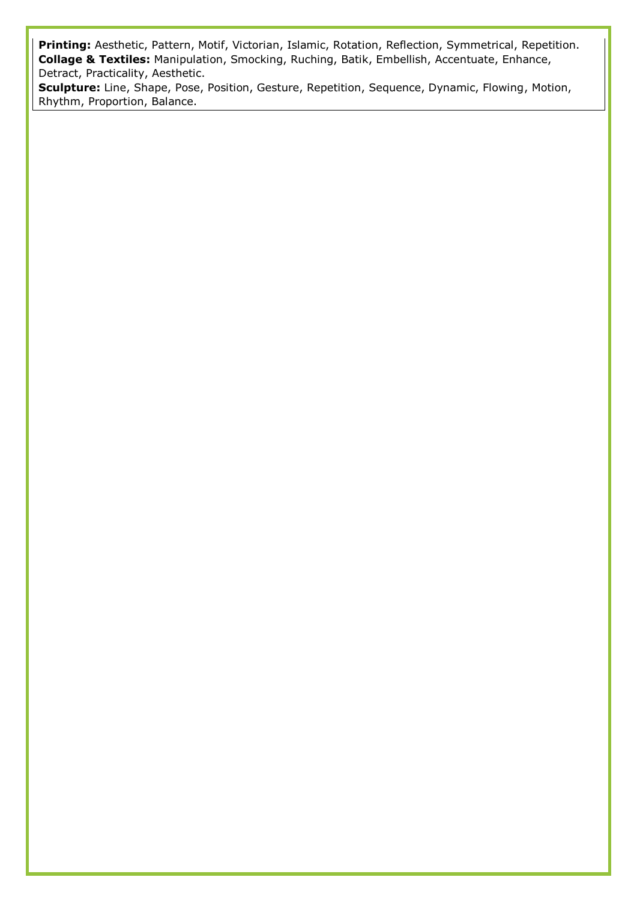**Printing:** Aesthetic, Pattern, Motif, Victorian, Islamic, Rotation, Reflection, Symmetrical, Repetition.
**Collage & Textiles:** Manipulation, Smocking, Ruching, Batik, Embellish, Accentuate, Enhance, Detract, Practicality, Aesthetic.
**Sculpture:** Line, Shape, Pose, Position, Gesture, Repetition, Sequence, Dynamic, Flowing, Motion, Rhythm, Proportion, Balance.